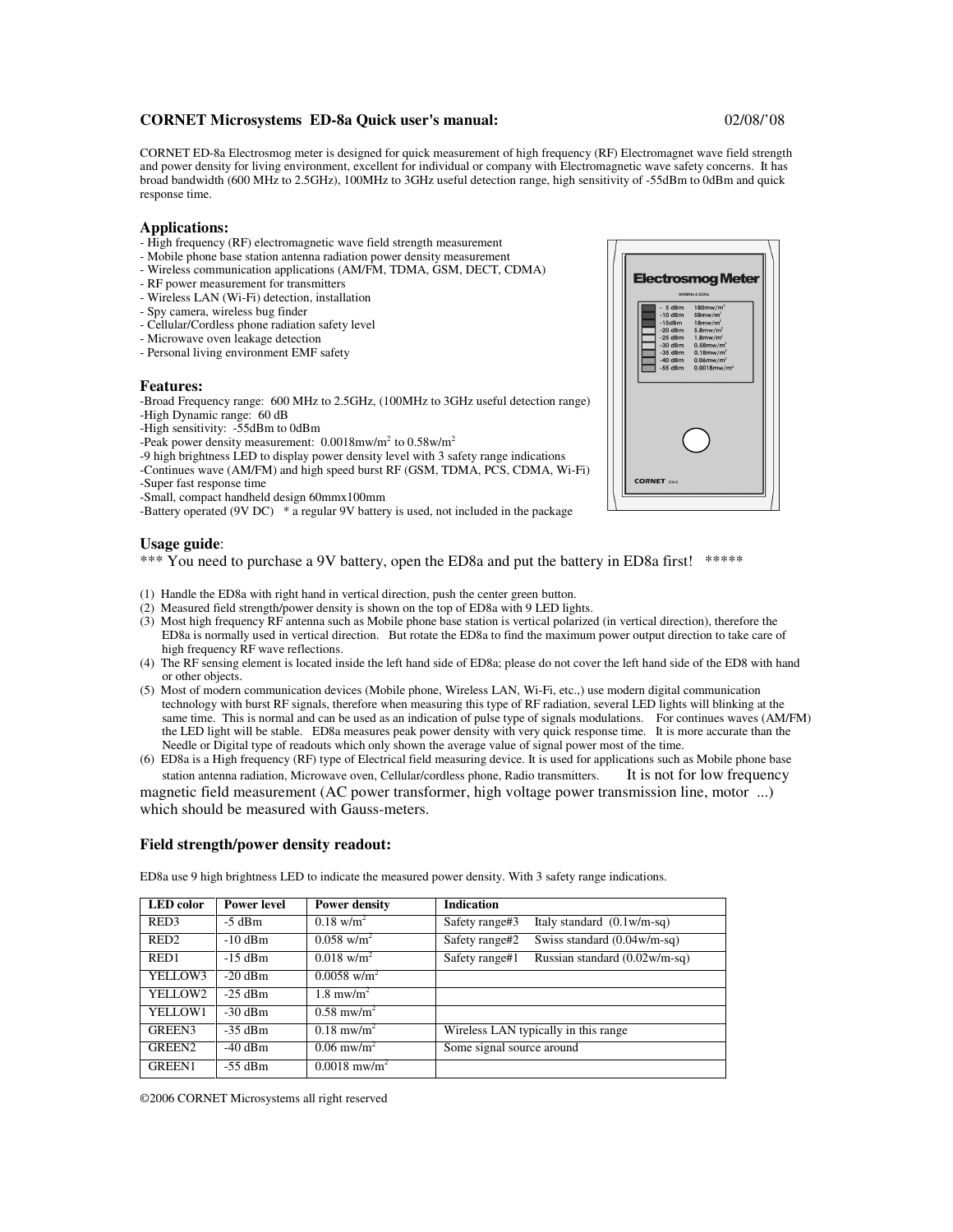**CORNET Microsystems ED-8a Quick user's manual:** 02/08/'08

CORNET ED-8a Electrosmog meter is designed for quick measurement of high frequency (RF) Electromagnet wave field strength and power density for living environment, excellent for individual or company with Electromagnetic wave safety concerns. It has broad bandwidth (600 MHz to 2.5GHz), 100MHz to 3GHz useful detection range, high sensitivity of -55dBm to 0dBm and quick response time.

### Applications:

- High frequency (RF) electromagnetic wave field strength measurement
- Mobile phone base station antenna radiation power density measurement
- Wireless communication applications (AM/FM, TDMA, GSM, DECT, CDMA)
- RF power measurement for transmitters
- Wireless LAN (Wi-Fi) detection, installation
- Spy camera, wireless bug finder
- Cellular/Cordless phone radiation safety level
- Microwave oven leakage detection
- Personal living environment EMF safety

### Features:

-Broad Frequency range: 600 MHz to 2.5GHz, (100MHz to 3GHz useful detection range)
-High Dynamic range: 60 dB
-High sensitivity: -55dBm to 0dBm
-Peak power density measurement: 0.0018mw/m$^2$ to 0.58w/m$^2$
-9 high brightness LED to display power density level with 3 safety range indications
-Continues wave (AM/FM) and high speed burst RF (GSM, TDMA, PCS, CDMA, Wi-Fi)
-Super fast response time
-Small, compact handheld design 60mmx100mm
-Battery operated (9V DC) * a regular 9V battery is used, not included in the package

### Usage guide:

*** You need to purchase a 9V battery, open the ED8a and put the battery in ED8a first! *****

(1) Handle the ED8a with right hand in vertical direction, push the center green button.
(2) Measured field strength/power density is shown on the top of ED8a with 9 LED lights.
(3) Most high frequency RF antenna such as Mobile phone base station is vertical polarized (in vertical direction), therefore the ED8a is normally used in vertical direction. But rotate the ED8a to find the maximum power output direction to take care of high frequency RF wave reflections.
(4) The RF sensing element is located inside the left hand side of ED8a; please do not cover the left hand side of the ED8 with hand or other objects.
(5) Most of modern communication devices (Mobile phone, Wireless LAN, Wi-Fi, etc.,) use modern digital communication technology with burst RF signals, therefore when measuring this type of RF radiation, several LED lights will blinking at the same time. This is normal and can be used as an indication of pulse type of signals modulations. For continues waves (AM/FM) the LED light will be stable. ED8a measures peak power density with very quick response time. It is more accurate than the Needle or Digital type of readouts which only shown the average value of signal power most of the time.
(6) ED8a is a High frequency (RF) type of Electrical field measuring device. It is used for applications such as Mobile phone base station antenna radiation, Microwave oven, Cellular/cordless phone, Radio transmitters. It is not for low frequency magnetic field measurement (AC power transformer, high voltage power transmission line, motor ...) which should be measured with Gauss-meters.

### Field strength/power density readout:

ED8a use 9 high brightness LED to indicate the measured power density. With 3 safety range indications.

| LED color | Power level | Power density | Indication |
|---|---|---|---|
| RED3 | -5 dBm | 0.18 w/m$^2$ | Safety range#3 Italy standard (0.1w/m-sq) |
| RED2 | -10 dBm | 0.058 w/m$^2$ | Safety range#2 Swiss standard (0.04w/m-sq) |
| RED1 | -15 dBm | 0.018 w/m$^2$ | Safety range#1 Russian standard (0.02w/m-sq) |
| YELLOW3 | -20 dBm | 0.0058 w/m$^2$ | |
| YELLOW2 | -25 dBm | 1.8 mw/m$^2$ | |
| YELLOW1 | -30 dBm | 0.58 mw/m$^2$ | |
| GREEN3 | -35 dBm | 0.18 mw/m$^2$ | Wireless LAN typically in this range |
| GREEN2 | -40 dBm | 0.06 mw/m$^2$ | Some signal source around |
| GREEN1 | -55 dBm | 0.0018 mw/m$^2$ | |

©2006 CORNET Microsystems all right reserved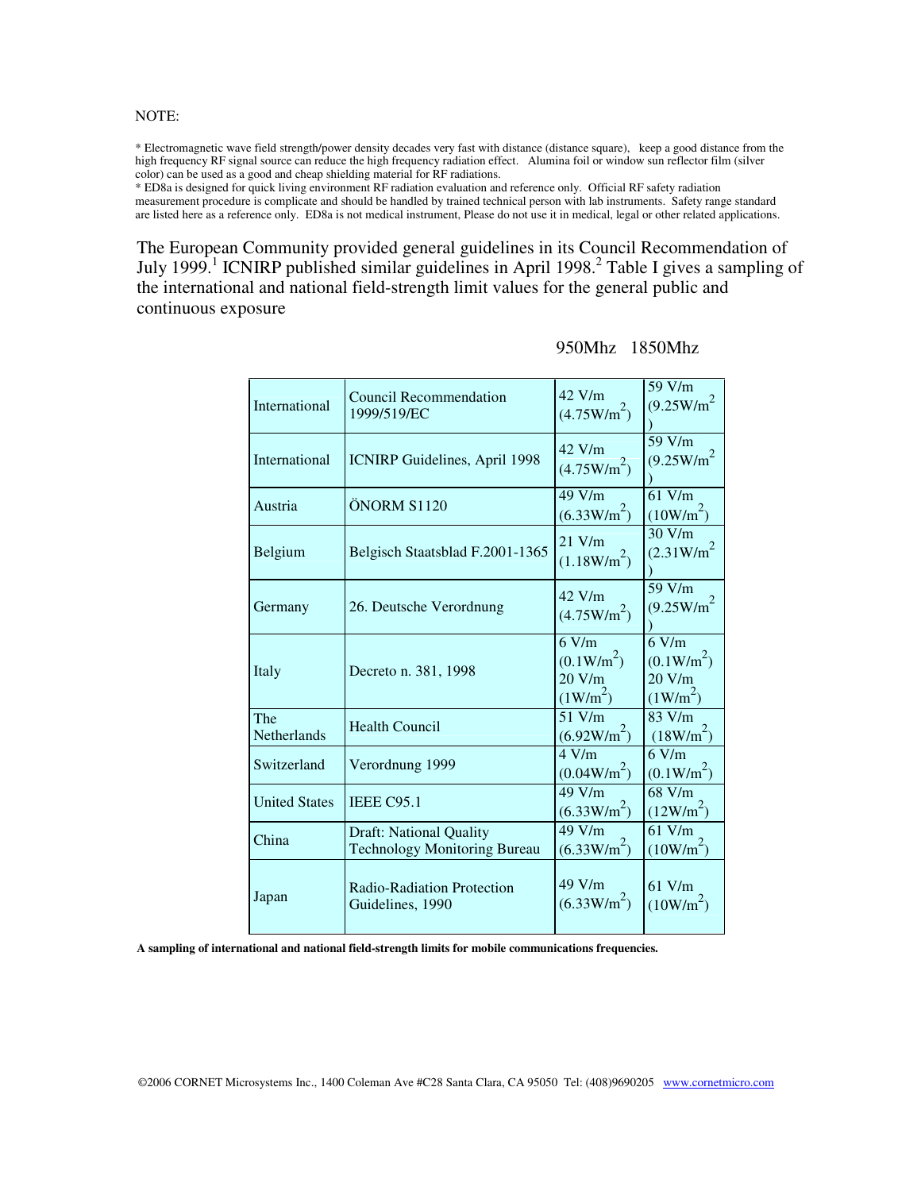NOTE:

* Electromagnetic wave field strength/power density decades very fast with distance (distance square), keep a good distance from the high frequency RF signal source can reduce the high frequency radiation effect. Alumina foil or window sun reflector film (silver color) can be used as a good and cheap shielding material for RF radiations.
* ED8a is designed for quick living environment RF radiation evaluation and reference only. Official RF safety radiation measurement procedure is complicate and should be handled by trained technical person with lab instruments. Safety range standard are listed here as a reference only. ED8a is not medical instrument, Please do not use it in medical, legal or other related applications.

The European Community provided general guidelines in its Council Recommendation of July 1999.[1] ICNIRP published similar guidelines in April 1998.[2] Table I gives a sampling of the international and national field-strength limit values for the general public and continuous exposure

| | | 950Mhz | 1850Mhz |
|---|---|---|---|
| International | Council Recommendation 1999/519/EC | 42 V/m (4.75W/$m^2$) | 59 V/m (9.25W/$m^2$) |
| International | ICNIRP Guidelines, April 1998 | 42 V/m (4.75W/$m^2$) | 59 V/m (9.25W/$m^2$) |
| Austria | ÖNORM S1120 | 49 V/m (6.33W/$m^2$) | 61 V/m (10W/$m^2$) |
| Belgium | Belgisch Staatsblad F.2001-1365 | 21 V/m (1.18W/$m^2$) | 30 V/m (2.31W/$m^2$) |
| Germany | 26. Deutsche Verordnung | 42 V/m (4.75W/$m^2$) | 59 V/m (9.25W/$m^2$) |
| Italy | Decreto n. 381, 1998 | 6 V/m (0.1W/$m^2$) 20 V/m (1W/$m^2$) | 6 V/m (0.1W/$m^2$) 20 V/m (1W/$m^2$) |
| The Netherlands | Health Council | 51 V/m (6.92W/$m^2$) | 83 V/m (18W/$m^2$) |
| Switzerland | Verordnung 1999 | 4 V/m (0.04W/$m^2$) | 6 V/m (0.1W/$m^2$) |
| United States | IEEE C95.1 | 49 V/m (6.33W/$m^2$) | 68 V/m (12W/$m^2$) |
| China | Draft: National Quality Technology Monitoring Bureau | 49 V/m (6.33W/$m^2$) | 61 V/m (10W/$m^2$) |
| Japan | Radio-Radiation Protection Guidelines, 1990 | 49 V/m (6.33W/$m^2$) | 61 V/m (10W/$m^2$) |

**A sampling of international and national field-strength limits for mobile communications frequencies.**

©2006 CORNET Microsystems Inc., 1400 Coleman Ave #C28 Santa Clara, CA 95050 Tel: (408)9690205 www.cornetmicro.com